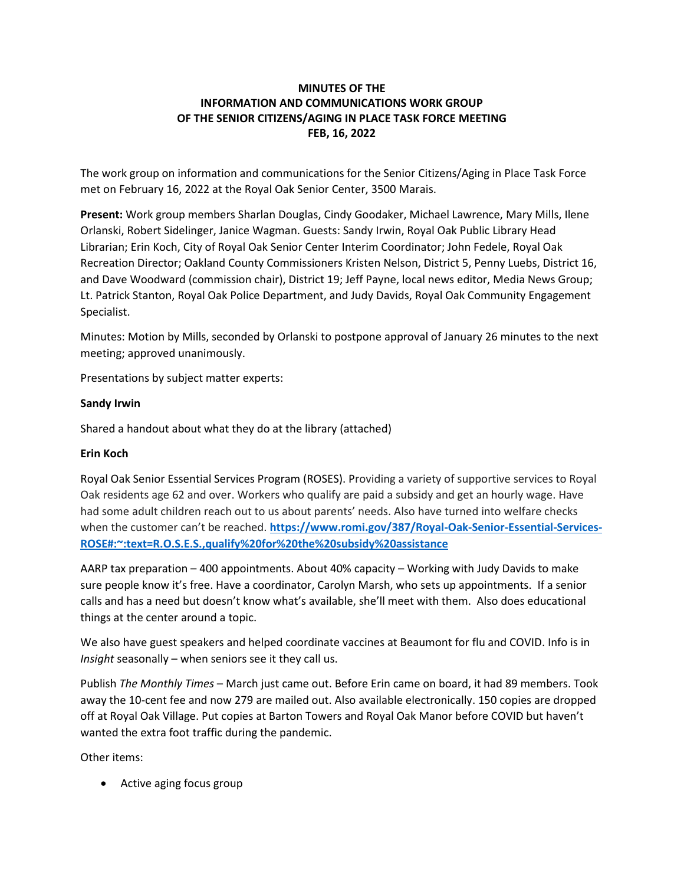**MINUTES OF THE**
**INFORMATION AND COMMUNICATIONS WORK GROUP**
**OF THE SENIOR CITIZENS/AGING IN PLACE TASK FORCE MEETING**
**FEB, 16, 2022**

The work group on information and communications for the Senior Citizens/Aging in Place Task Force met on February 16, 2022 at the Royal Oak Senior Center, 3500 Marais.

**Present:** Work group members Sharlan Douglas, Cindy Goodaker, Michael Lawrence, Mary Mills, Ilene Orlanski, Robert Sidelinger, Janice Wagman. Guests: Sandy Irwin, Royal Oak Public Library Head Librarian; Erin Koch, City of Royal Oak Senior Center Interim Coordinator; John Fedele, Royal Oak Recreation Director; Oakland County Commissioners Kristen Nelson, District 5, Penny Luebs, District 16, and Dave Woodward (commission chair), District 19; Jeff Payne, local news editor, Media News Group; Lt. Patrick Stanton, Royal Oak Police Department, and Judy Davids, Royal Oak Community Engagement Specialist.

Minutes: Motion by Mills, seconded by Orlanski to postpone approval of January 26 minutes to the next meeting; approved unanimously.

Presentations by subject matter experts:

**Sandy Irwin**

Shared a handout about what they do at the library (attached)

**Erin Koch**

Royal Oak Senior Essential Services Program (ROSES). Providing a variety of supportive services to Royal Oak residents age 62 and over. Workers who qualify are paid a subsidy and get an hourly wage. Have had some adult children reach out to us about parents' needs. Also have turned into welfare checks when the customer can't be reached. **https://www.romi.gov/387/Royal-Oak-Senior-Essential-Services-ROSE#:~:text=R.O.S.E.S.,qualify%20for%20the%20subsidy%20assistance**

AARP tax preparation – 400 appointments. About 40% capacity – Working with Judy Davids to make sure people know it's free. Have a coordinator, Carolyn Marsh, who sets up appointments. If a senior calls and has a need but doesn't know what's available, she'll meet with them. Also does educational things at the center around a topic.

We also have guest speakers and helped coordinate vaccines at Beaumont for flu and COVID. Info is in *Insight* seasonally – when seniors see it they call us.

Publish *The Monthly Times* – March just came out. Before Erin came on board, it had 89 members. Took away the 10-cent fee and now 279 are mailed out. Also available electronically. 150 copies are dropped off at Royal Oak Village. Put copies at Barton Towers and Royal Oak Manor before COVID but haven't wanted the extra foot traffic during the pandemic.

Other items:

- Active aging focus group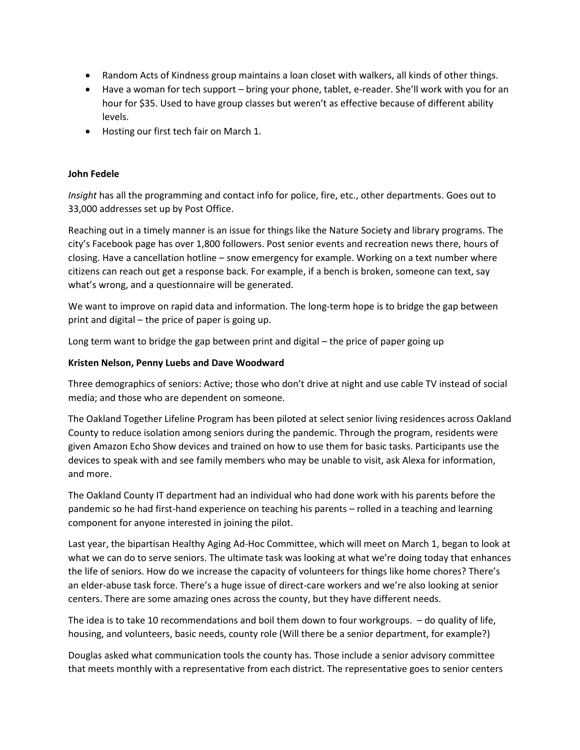- Random Acts of Kindness group maintains a loan closet with walkers, all kinds of other things.
- Have a woman for tech support – bring your phone, tablet, e-reader. She'll work with you for an hour for $35. Used to have group classes but weren't as effective because of different ability levels.
- Hosting our first tech fair on March 1.

**John Fedele**

*Insight* has all the programming and contact info for police, fire, etc., other departments. Goes out to 33,000 addresses set up by Post Office.

Reaching out in a timely manner is an issue for things like the Nature Society and library programs. The city's Facebook page has over 1,800 followers. Post senior events and recreation news there, hours of closing. Have a cancellation hotline – snow emergency for example. Working on a text number where citizens can reach out get a response back. For example, if a bench is broken, someone can text, say what's wrong, and a questionnaire will be generated.

We want to improve on rapid data and information. The long-term hope is to bridge the gap between print and digital – the price of paper is going up.

Long term want to bridge the gap between print and digital – the price of paper going up

**Kristen Nelson, Penny Luebs and Dave Woodward**

Three demographics of seniors: Active; those who don't drive at night and use cable TV instead of social media; and those who are dependent on someone.

The Oakland Together Lifeline Program has been piloted at select senior living residences across Oakland County to reduce isolation among seniors during the pandemic. Through the program, residents were given Amazon Echo Show devices and trained on how to use them for basic tasks. Participants use the devices to speak with and see family members who may be unable to visit, ask Alexa for information, and more.

The Oakland County IT department had an individual who had done work with his parents before the pandemic so he had first-hand experience on teaching his parents – rolled in a teaching and learning component for anyone interested in joining the pilot.

Last year, the bipartisan Healthy Aging Ad-Hoc Committee, which will meet on March 1, began to look at what we can do to serve seniors. The ultimate task was looking at what we're doing today that enhances the life of seniors. How do we increase the capacity of volunteers for things like home chores? There's an elder-abuse task force. There's a huge issue of direct-care workers and we're also looking at senior centers. There are some amazing ones across the county, but they have different needs.

The idea is to take 10 recommendations and boil them down to four workgroups. – do quality of life, housing, and volunteers, basic needs, county role (Will there be a senior department, for example?)

Douglas asked what communication tools the county has. Those include a senior advisory committee that meets monthly with a representative from each district. The representative goes to senior centers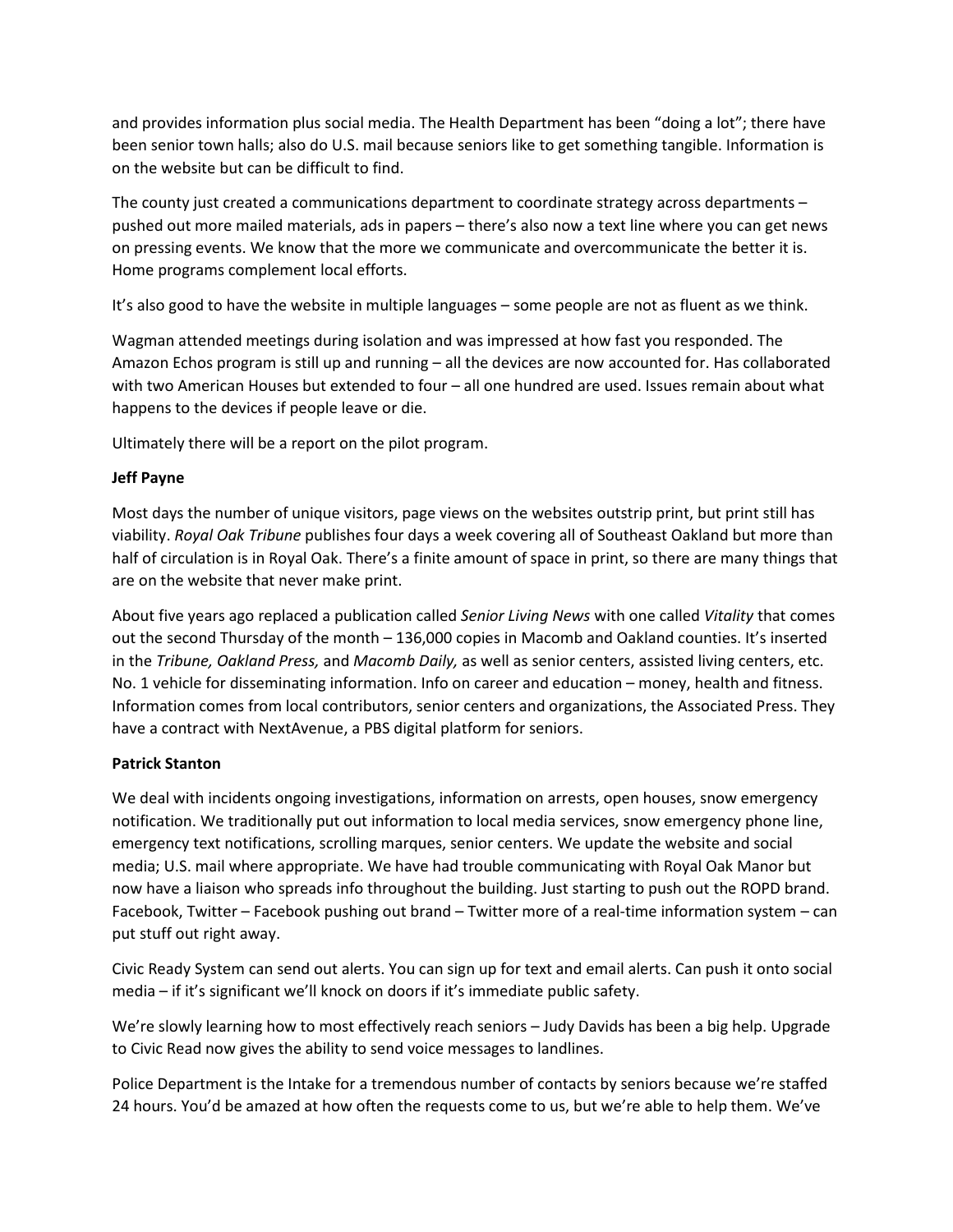and provides information plus social media. The Health Department has been "doing a lot"; there have been senior town halls; also do U.S. mail because seniors like to get something tangible. Information is on the website but can be difficult to find.

The county just created a communications department to coordinate strategy across departments – pushed out more mailed materials, ads in papers – there's also now a text line where you can get news on pressing events. We know that the more we communicate and overcommunicate the better it is. Home programs complement local efforts.

It's also good to have the website in multiple languages – some people are not as fluent as we think.

Wagman attended meetings during isolation and was impressed at how fast you responded. The Amazon Echos program is still up and running – all the devices are now accounted for. Has collaborated with two American Houses but extended to four – all one hundred are used. Issues remain about what happens to the devices if people leave or die.

Ultimately there will be a report on the pilot program.

**Jeff Payne**

Most days the number of unique visitors, page views on the websites outstrip print, but print still has viability. *Royal Oak Tribune* publishes four days a week covering all of Southeast Oakland but more than half of circulation is in Royal Oak. There's a finite amount of space in print, so there are many things that are on the website that never make print.

About five years ago replaced a publication called *Senior Living News* with one called *Vitality* that comes out the second Thursday of the month – 136,000 copies in Macomb and Oakland counties. It's inserted in the *Tribune, Oakland Press,* and *Macomb Daily,* as well as senior centers, assisted living centers, etc. No. 1 vehicle for disseminating information. Info on career and education – money, health and fitness. Information comes from local contributors, senior centers and organizations, the Associated Press. They have a contract with NextAvenue, a PBS digital platform for seniors.

**Patrick Stanton**

We deal with incidents ongoing investigations, information on arrests, open houses, snow emergency notification. We traditionally put out information to local media services, snow emergency phone line, emergency text notifications, scrolling marques, senior centers. We update the website and social media; U.S. mail where appropriate. We have had trouble communicating with Royal Oak Manor but now have a liaison who spreads info throughout the building. Just starting to push out the ROPD brand. Facebook, Twitter – Facebook pushing out brand – Twitter more of a real-time information system – can put stuff out right away.

Civic Ready System can send out alerts. You can sign up for text and email alerts. Can push it onto social media – if it's significant we'll knock on doors if it's immediate public safety.

We're slowly learning how to most effectively reach seniors – Judy Davids has been a big help. Upgrade to Civic Read now gives the ability to send voice messages to landlines.

Police Department is the Intake for a tremendous number of contacts by seniors because we're staffed 24 hours. You'd be amazed at how often the requests come to us, but we're able to help them. We've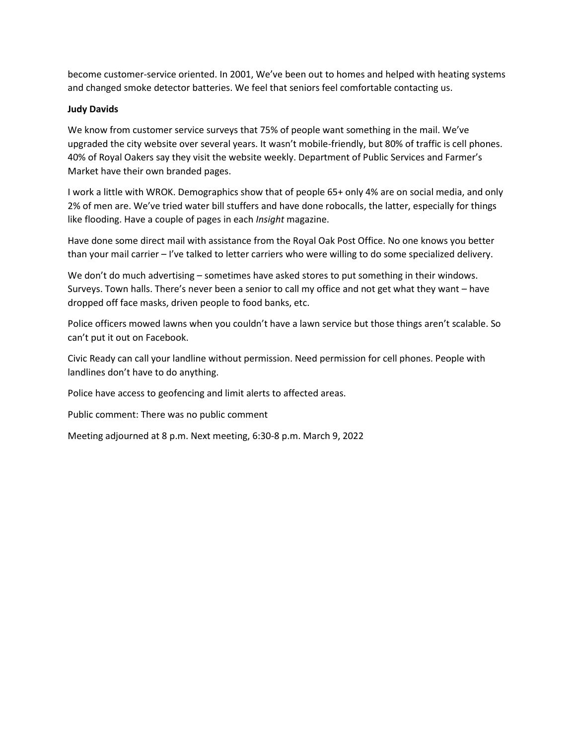become customer-service oriented. In 2001, We've been out to homes and helped with heating systems and changed smoke detector batteries. We feel that seniors feel comfortable contacting us.

**Judy Davids**

We know from customer service surveys that 75% of people want something in the mail. We've upgraded the city website over several years. It wasn't mobile-friendly, but 80% of traffic is cell phones. 40% of Royal Oakers say they visit the website weekly. Department of Public Services and Farmer's Market have their own branded pages.

I work a little with WROK. Demographics show that of people 65+ only 4% are on social media, and only 2% of men are. We've tried water bill stuffers and have done robocalls, the latter, especially for things like flooding. Have a couple of pages in each *Insight* magazine.

Have done some direct mail with assistance from the Royal Oak Post Office. No one knows you better than your mail carrier – I've talked to letter carriers who were willing to do some specialized delivery.

We don't do much advertising – sometimes have asked stores to put something in their windows. Surveys. Town halls. There's never been a senior to call my office and not get what they want – have dropped off face masks, driven people to food banks, etc.

Police officers mowed lawns when you couldn't have a lawn service but those things aren't scalable. So can't put it out on Facebook.

Civic Ready can call your landline without permission. Need permission for cell phones. People with landlines don't have to do anything.

Police have access to geofencing and limit alerts to affected areas.

Public comment: There was no public comment

Meeting adjourned at 8 p.m. Next meeting, 6:30-8 p.m. March 9, 2022